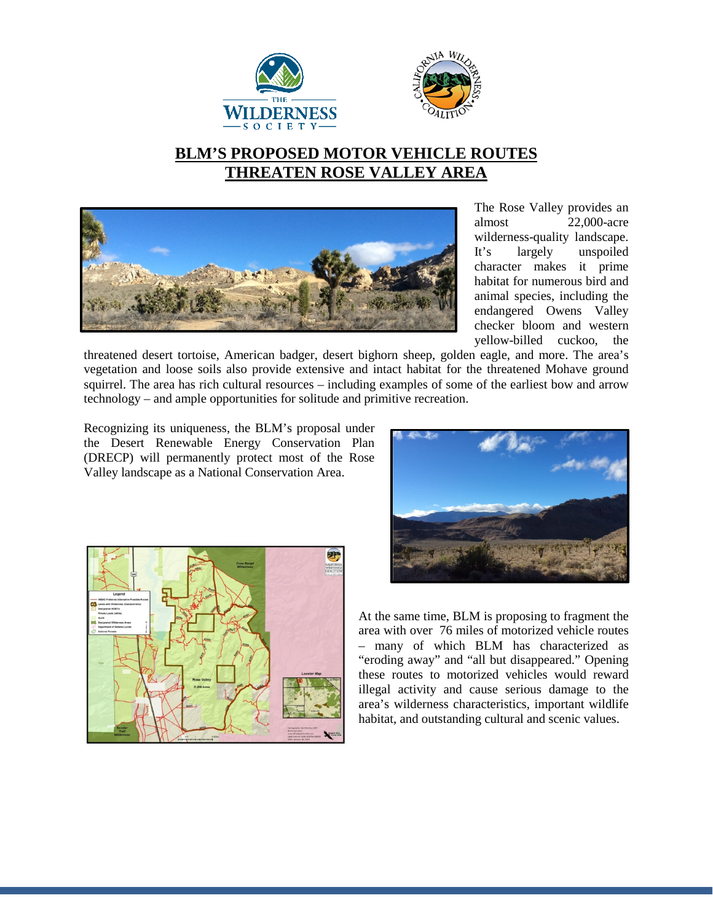# BLM'S PROPOSED MOTOR VEHICLE ROUTES THREATEN ROSE VALLEY AREA

The Rose Valley provides an almost 22,000-acre wilderness-quality landscape. It's largely unspoiled character makes it prime habitat for numerous bird and animal species, including the endangered Owens Valley checker bloom and western yellow-billed cuckoo, the threatened desert tortoise, American badger, desert bighorn sheep, golden eagle, and more. The area's vegetation and loose soils also provide extensive and intact habitat for the threatened Mohave ground squirrel. The area has rich cultural resources – including examples of some of the earliest bow and arrow technology – and ample opportunities for solitude and primitive recreation.

Recognizing its uniqueness, the BLM's proposal under the Desert Renewable Energy Conservation Plan (DRECP) will permanently protect most of the Rose Valley landscape as a National Conservation Area.

At the same time, BLM is proposing to fragment the area with over 76 miles of motorized vehicle routes – many of which BLM has characterized as "eroding away" and "all but disappeared." Opening these routes to motorized vehicles would reward illegal activity and cause serious damage to the area's wilderness characteristics, important wildlife habitat, and outstanding cultural and scenic values.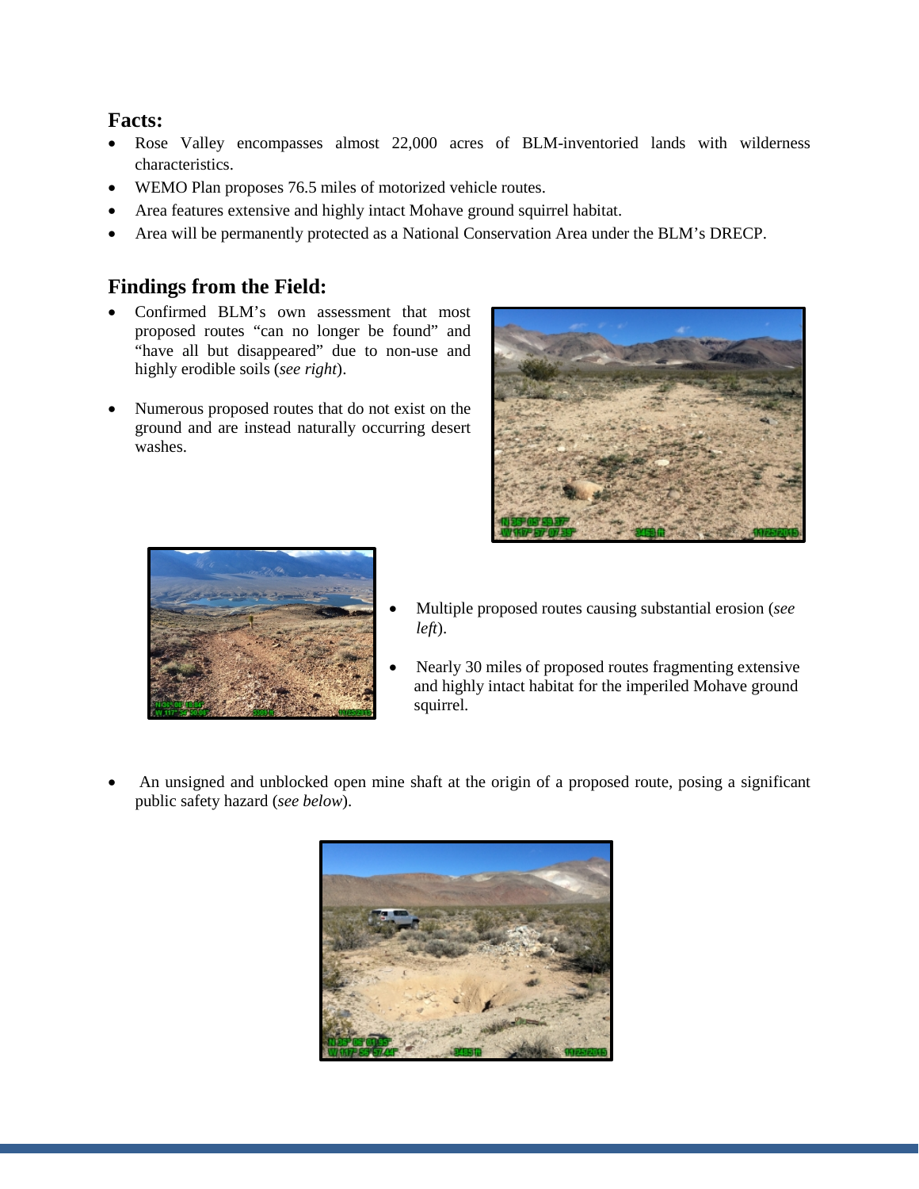## Facts:

- Rose Valley encompasses almost 22,000 acres of BLM-inventoried lands with wilderness characteristics.
- WEMO Plan proposes 76.5 miles of motorized vehicle routes.
- Area features extensive and highly intact Mohave ground squirrel habitat.
- Area will be permanently protected as a National Conservation Area under the BLM's DRECP.

## Findings from the Field:

- Confirmed BLM's own assessment that most proposed routes "can no longer be found" and "have all but disappeared" due to non-use and highly erodible soils (*see right*).
- Numerous proposed routes that do not exist on the ground and are instead naturally occurring desert washes.
- Multiple proposed routes causing substantial erosion (*see left*).
- Nearly 30 miles of proposed routes fragmenting extensive and highly intact habitat for the imperiled Mohave ground squirrel.
- An unsigned and unblocked open mine shaft at the origin of a proposed route, posing a significant public safety hazard (*see below*).